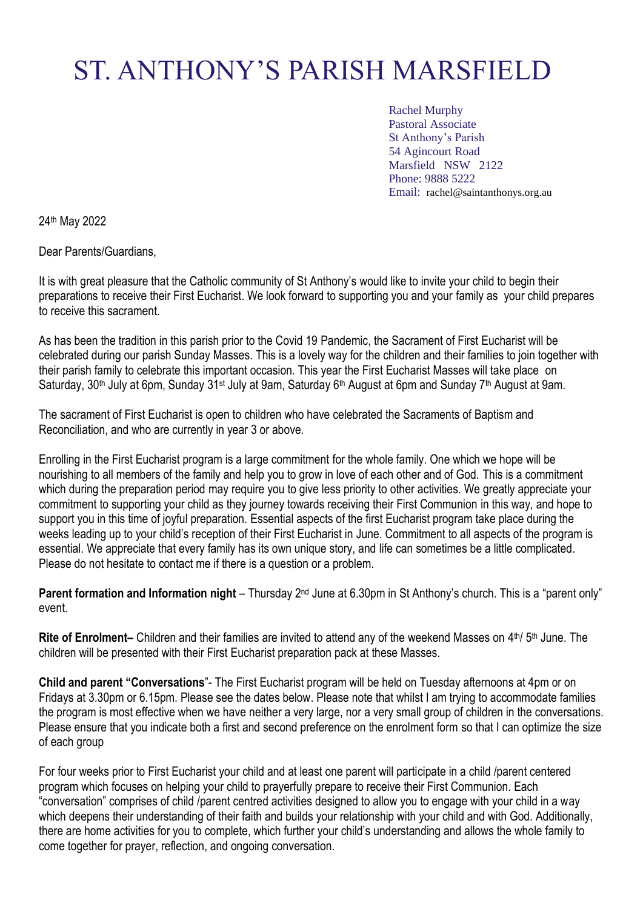# ST. ANTHONY'S PARISH MARSFIELD

Rachel Murphy
Pastoral Associate
St Anthony's Parish
54 Agincourt Road
Marsfield NSW 2122
Phone: 9888 5222
Email: rachel@saintanthonys.org.au

24th May 2022

Dear Parents/Guardians,

It is with great pleasure that the Catholic community of St Anthony's would like to invite your child to begin their preparations to receive their First Eucharist. We look forward to supporting you and your family as your child prepares to receive this sacrament.

As has been the tradition in this parish prior to the Covid 19 Pandemic, the Sacrament of First Eucharist will be celebrated during our parish Sunday Masses. This is a lovely way for the children and their families to join together with their parish family to celebrate this important occasion. This year the First Eucharist Masses will take place on Saturday, 30th July at 6pm, Sunday 31st July at 9am, Saturday 6th August at 6pm and Sunday 7th August at 9am.

The sacrament of First Eucharist is open to children who have celebrated the Sacraments of Baptism and Reconciliation, and who are currently in year 3 or above.

Enrolling in the First Eucharist program is a large commitment for the whole family. One which we hope will be nourishing to all members of the family and help you to grow in love of each other and of God. This is a commitment which during the preparation period may require you to give less priority to other activities. We greatly appreciate your commitment to supporting your child as they journey towards receiving their First Communion in this way, and hope to support you in this time of joyful preparation. Essential aspects of the first Eucharist program take place during the weeks leading up to your child's reception of their First Eucharist in June. Commitment to all aspects of the program is essential. We appreciate that every family has its own unique story, and life can sometimes be a little complicated. Please do not hesitate to contact me if there is a question or a problem.

**Parent formation and Information night** – Thursday 2nd June at 6.30pm in St Anthony's church. This is a "parent only" event.

**Rite of Enrolment–** Children and their families are invited to attend any of the weekend Masses on 4th/ 5th June. The children will be presented with their First Eucharist preparation pack at these Masses.

**Child and parent "Conversations**"- The First Eucharist program will be held on Tuesday afternoons at 4pm or on Fridays at 3.30pm or 6.15pm. Please see the dates below. Please note that whilst I am trying to accommodate families the program is most effective when we have neither a very large, nor a very small group of children in the conversations. Please ensure that you indicate both a first and second preference on the enrolment form so that I can optimize the size of each group

For four weeks prior to First Eucharist your child and at least one parent will participate in a child /parent centered program which focuses on helping your child to prayerfully prepare to receive their First Communion. Each "conversation" comprises of child /parent centred activities designed to allow you to engage with your child in a way which deepens their understanding of their faith and builds your relationship with your child and with God. Additionally, there are home activities for you to complete, which further your child's understanding and allows the whole family to come together for prayer, reflection, and ongoing conversation.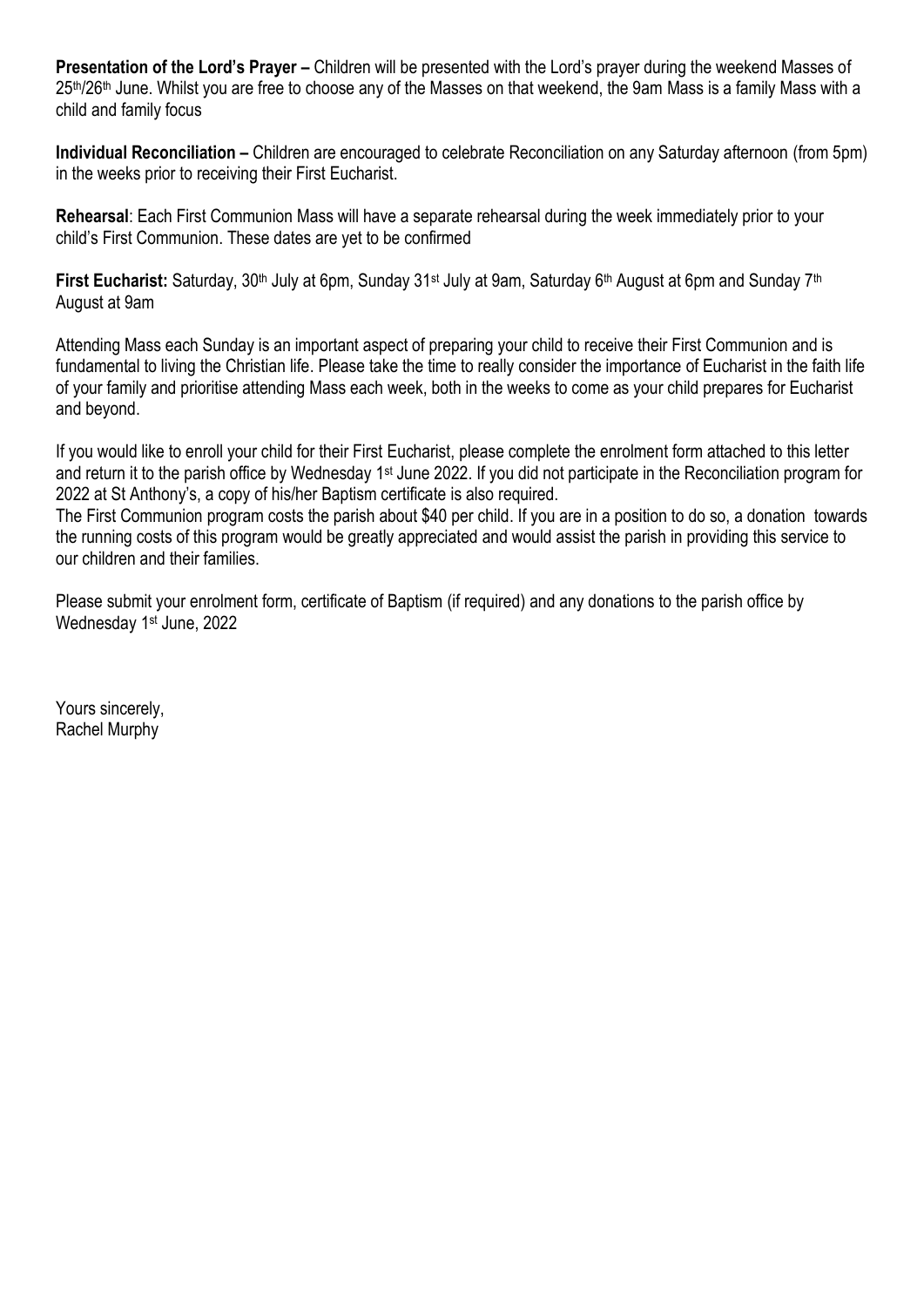**Presentation of the Lord's Prayer –** Children will be presented with the Lord's prayer during the weekend Masses of 25th/26th June. Whilst you are free to choose any of the Masses on that weekend, the 9am Mass is a family Mass with a child and family focus

**Individual Reconciliation –** Children are encouraged to celebrate Reconciliation on any Saturday afternoon (from 5pm) in the weeks prior to receiving their First Eucharist.

**Rehearsal**: Each First Communion Mass will have a separate rehearsal during the week immediately prior to your child's First Communion. These dates are yet to be confirmed

**First Eucharist:** Saturday, 30th July at 6pm, Sunday 31st July at 9am, Saturday 6th August at 6pm and Sunday 7th August at 9am

Attending Mass each Sunday is an important aspect of preparing your child to receive their First Communion and is fundamental to living the Christian life. Please take the time to really consider the importance of Eucharist in the faith life of your family and prioritise attending Mass each week, both in the weeks to come as your child prepares for Eucharist and beyond.

If you would like to enroll your child for their First Eucharist, please complete the enrolment form attached to this letter and return it to the parish office by Wednesday 1st June 2022. If you did not participate in the Reconciliation program for 2022 at St Anthony's, a copy of his/her Baptism certificate is also required.
The First Communion program costs the parish about $40 per child. If you are in a position to do so, a donation towards the running costs of this program would be greatly appreciated and would assist the parish in providing this service to our children and their families.

Please submit your enrolment form, certificate of Baptism (if required) and any donations to the parish office by Wednesday 1st June, 2022

Yours sincerely,
Rachel Murphy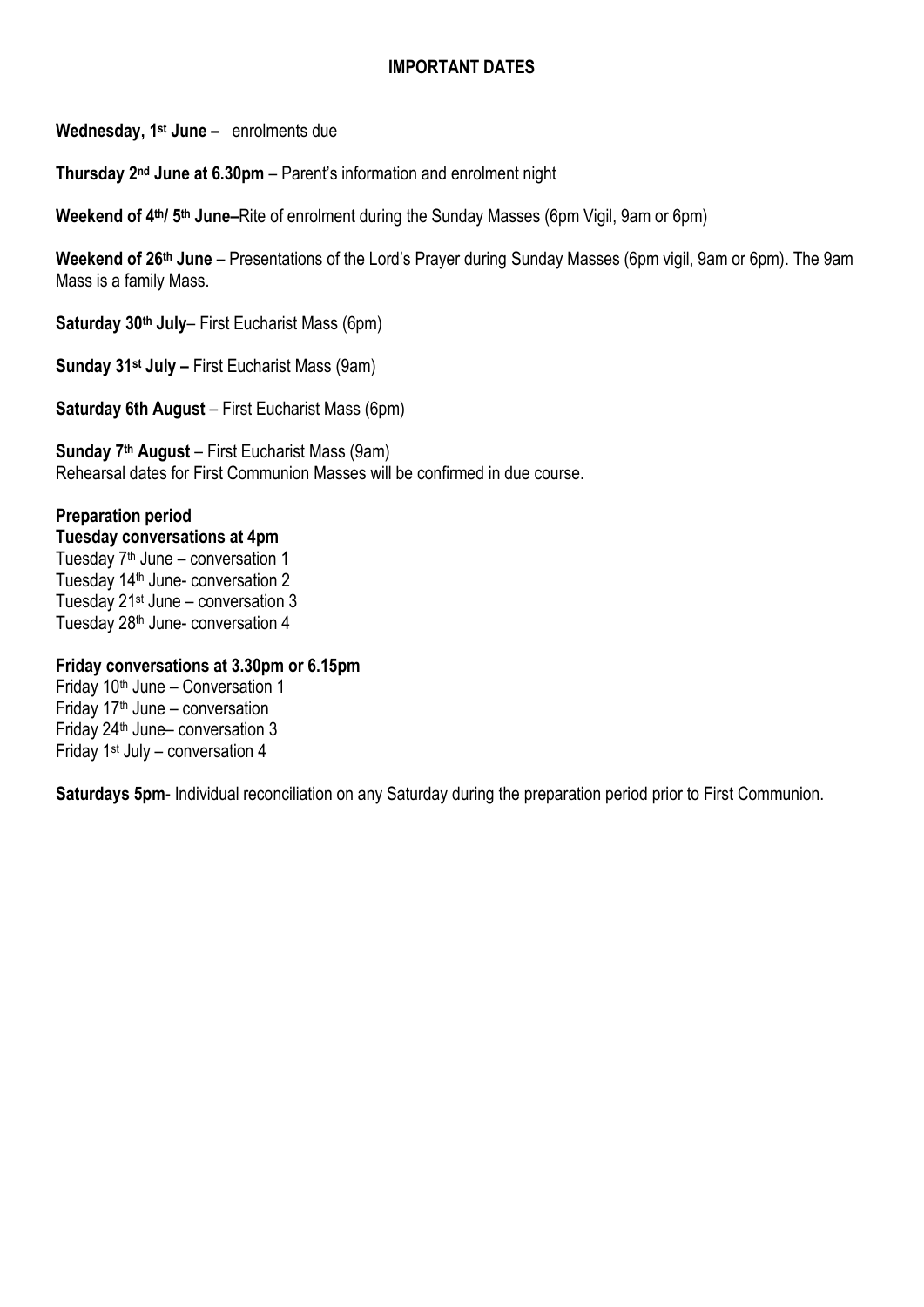## IMPORTANT DATES

**Wednesday, 1st June –** enrolments due

**Thursday 2nd June at 6.30pm** – Parent's information and enrolment night

**Weekend of 4th/ 5th June–**Rite of enrolment during the Sunday Masses (6pm Vigil, 9am or 6pm)

**Weekend of 26th June** – Presentations of the Lord's Prayer during Sunday Masses (6pm vigil, 9am or 6pm). The 9am Mass is a family Mass.

**Saturday 30th July**– First Eucharist Mass (6pm)

**Sunday 31st July –** First Eucharist Mass (9am)

**Saturday 6th August** – First Eucharist Mass (6pm)

**Sunday 7th August** – First Eucharist Mass (9am)
Rehearsal dates for First Communion Masses will be confirmed in due course.

**Preparation period**
**Tuesday conversations at 4pm**
Tuesday 7th June – conversation 1
Tuesday 14th June- conversation 2
Tuesday 21st June – conversation 3
Tuesday 28th June- conversation 4

**Friday conversations at 3.30pm or 6.15pm**
Friday 10th June – Conversation 1
Friday 17th June – conversation
Friday 24th June– conversation 3
Friday 1st July – conversation 4

**Saturdays 5pm**- Individual reconciliation on any Saturday during the preparation period prior to First Communion.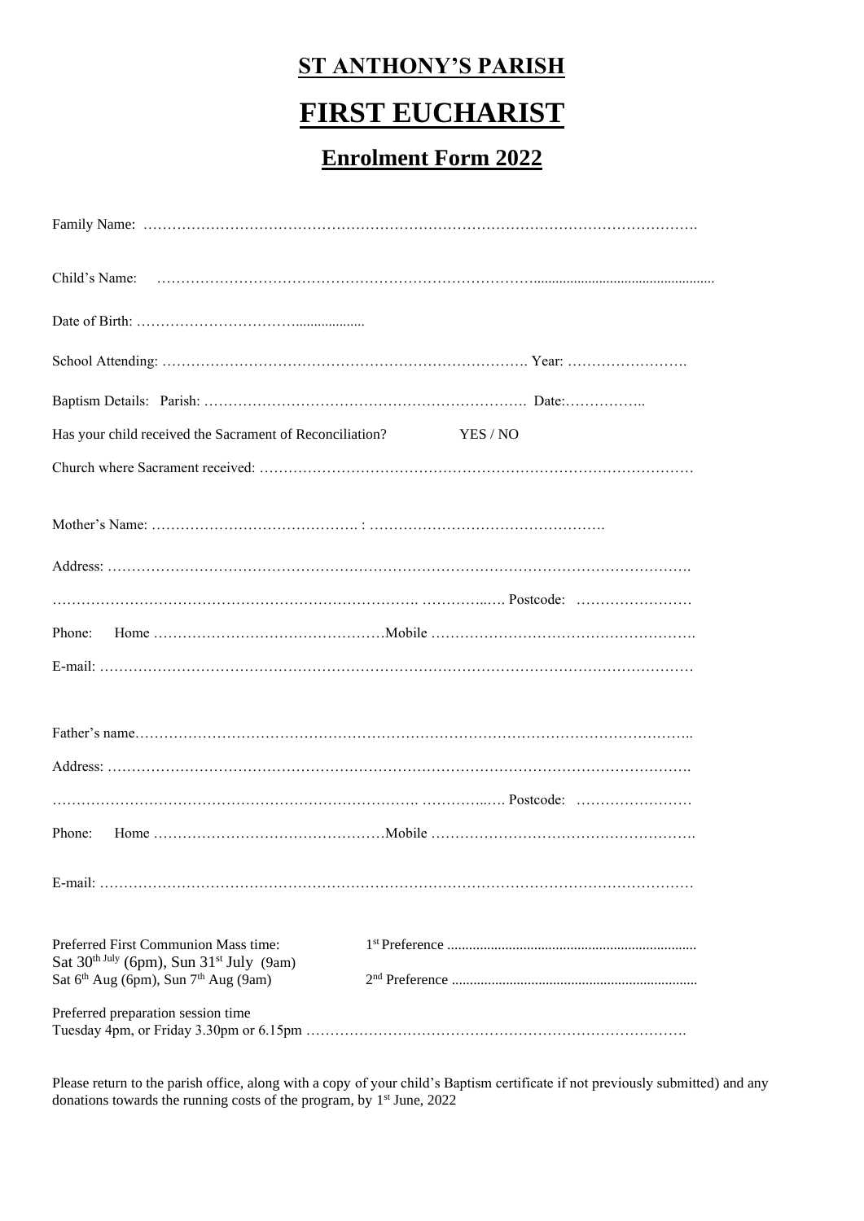# ST ANTHONY'S PARISH

# FIRST EUCHARIST

## Enrolment Form 2022

Family Name: ……………………………………………………………………………………………………….

Child's Name: ……………………………………………………………………….................................................

Date of Birth: …………………………….................

School Attending: ……………………………………………………………………. Year: …………………….

Baptism Details: Parish: …………………………………………………………. Date:……………..

Has your child received the Sacrament of Reconciliation? YES / NO

Church where Sacrament received: ……………………………………………………………………………

Mother's Name: ……………………………………. : ………………………………………….

Address: ……………………………………………………………………………………………………….

………………………………………………………………………. …………..…. Postcode: ……………………

Phone: Home …………………………………………Mobile ……………………………………………….

E-mail: ………………………………………………………………………………………………………

Father's name…………………………………………………………………………………………………..

Address: ……………………………………………………………………………………………………….

………………………………………………………………………. …………..…. Postcode: ……………………

Phone: Home …………………………………………Mobile ……………………………………………….

E-mail: ………………………………………………………………………………………………………

Preferred First Communion Mass time:
Sat 30th July (6pm), Sun 31st July (9am)
Sat 6th Aug (6pm), Sun 7th Aug (9am)

1st Preference ....................................................................

2nd Preference ...................................................................

Preferred preparation session time
Tuesday 4pm, or Friday 3.30pm or 6.15pm ……………………………………………………………………

Please return to the parish office, along with a copy of your child's Baptism certificate if not previously submitted) and any donations towards the running costs of the program, by 1st June, 2022